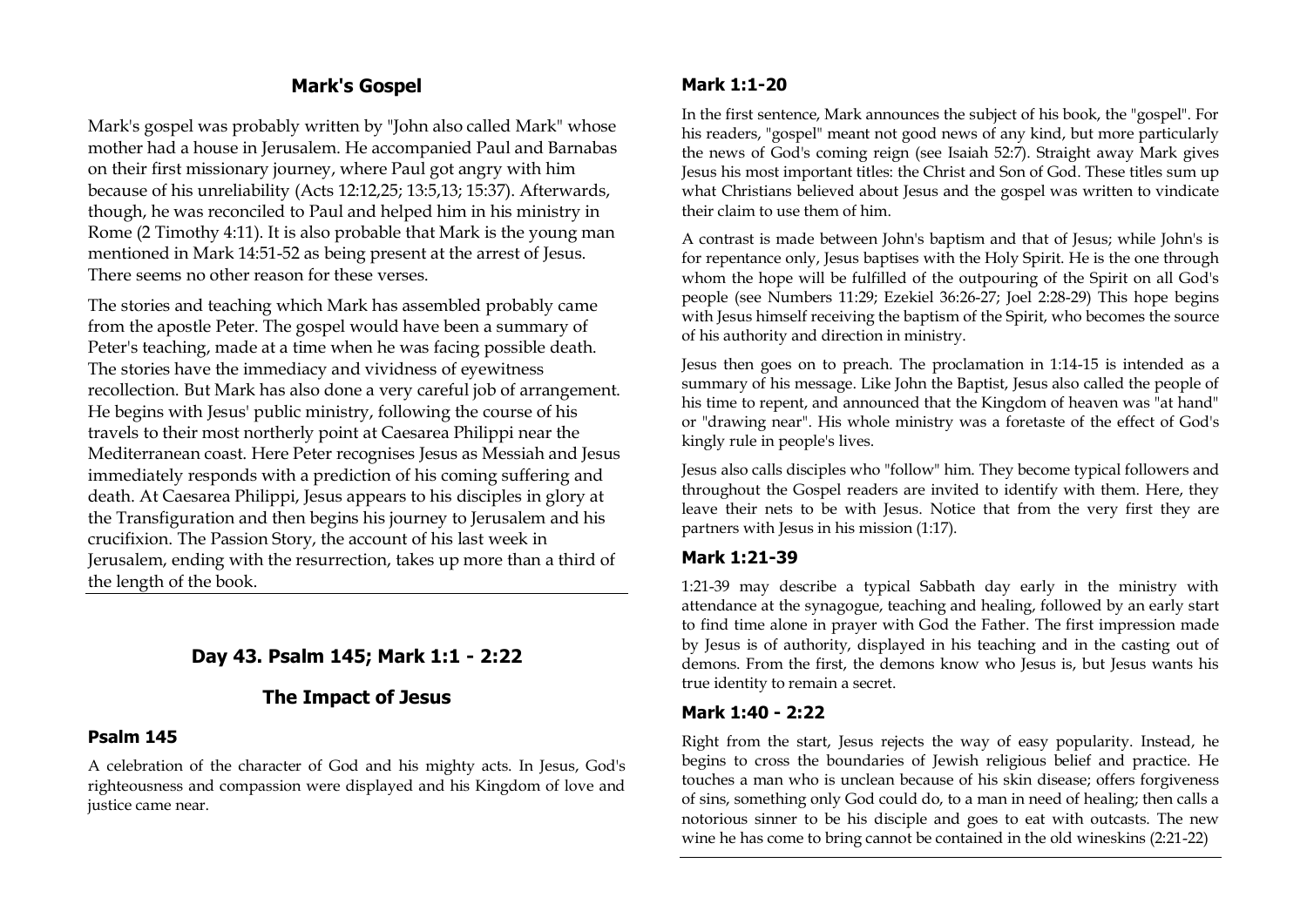## Mark's Gospel

Mark's gospel was probably written by "John also called Mark" whose mother had a house in Jerusalem. He accompanied Paul and Barnabas on their first missionary journey, where Paul got angry with him because of his unreliability (Acts 12:12,25; 13:5,13; 15:37). Afterwards, though, he was reconciled to Paul and helped him in his ministry in Rome (2 Timothy 4:11). It is also probable that Mark is the young man mentioned in Mark 14:51-52 as being present at the arrest of Jesus. There seems no other reason for these verses.

The stories and teaching which Mark has assembled probably came from the apostle Peter. The gospel would have been a summary of Peter's teaching, made at a time when he was facing possible death. The stories have the immediacy and vividness of eyewitness recollection. But Mark has also done a very careful job of arrangement. He begins with Jesus' public ministry, following the course of his travels to their most northerly point at Caesarea Philippi near the Mediterranean coast. Here Peter recognises Jesus as Messiah and Jesus immediately responds with a prediction of his coming suffering and death. At Caesarea Philippi, Jesus appears to his disciples in glory at the Transfiguration and then begins his journey to Jerusalem and his crucifixion. The Passion Story, the account of his last week in Jerusalem, ending with the resurrection, takes up more than a third of the length of the book.

## Day 43. Psalm 145; Mark 1:1 - 2:22

## The Impact of Jesus

### Psalm 145

A celebration of the character of God and his mighty acts. In Jesus, God's righteousness and compassion were displayed and his Kingdom of love and justice came near.

### Mark 1:1-20

In the first sentence, Mark announces the subject of his book, the "gospel". For his readers, "gospel" meant not good news of any kind, but more particularly the news of God's coming reign (see Isaiah 52:7). Straight away Mark gives Jesus his most important titles: the Christ and Son of God. These titles sum up what Christians believed about Jesus and the gospel was written to vindicate their claim to use them of him.

A contrast is made between John's baptism and that of Jesus; while John's is for repentance only, Jesus baptises with the Holy Spirit. He is the one through whom the hope will be fulfilled of the outpouring of the Spirit on all God's people (see Numbers 11:29; Ezekiel 36:26-27; Joel 2:28-29) This hope begins with Jesus himself receiving the baptism of the Spirit, who becomes the source of his authority and direction in ministry.

Jesus then goes on to preach. The proclamation in 1:14-15 is intended as a summary of his message. Like John the Baptist, Jesus also called the people of his time to repent, and announced that the Kingdom of heaven was "at hand" or "drawing near". His whole ministry was a foretaste of the effect of God's kingly rule in people's lives.

Jesus also calls disciples who "follow" him. They become typical followers and throughout the Gospel readers are invited to identify with them. Here, they leave their nets to be with Jesus. Notice that from the very first they are partners with Jesus in his mission (1:17).

### Mark 1:21-39

1:21-39 may describe a typical Sabbath day early in the ministry with attendance at the synagogue, teaching and healing, followed by an early start to find time alone in prayer with God the Father. The first impression made by Jesus is of authority, displayed in his teaching and in the casting out of demons. From the first, the demons know who Jesus is, but Jesus wants his true identity to remain a secret.

### Mark 1:40 - 2:22

Right from the start, Jesus rejects the way of easy popularity. Instead, he begins to cross the boundaries of Jewish religious belief and practice. He touches a man who is unclean because of his skin disease; offers forgiveness of sins, something only God could do, to a man in need of healing; then calls a notorious sinner to be his disciple and goes to eat with outcasts. The new wine he has come to bring cannot be contained in the old wineskins (2:21-22)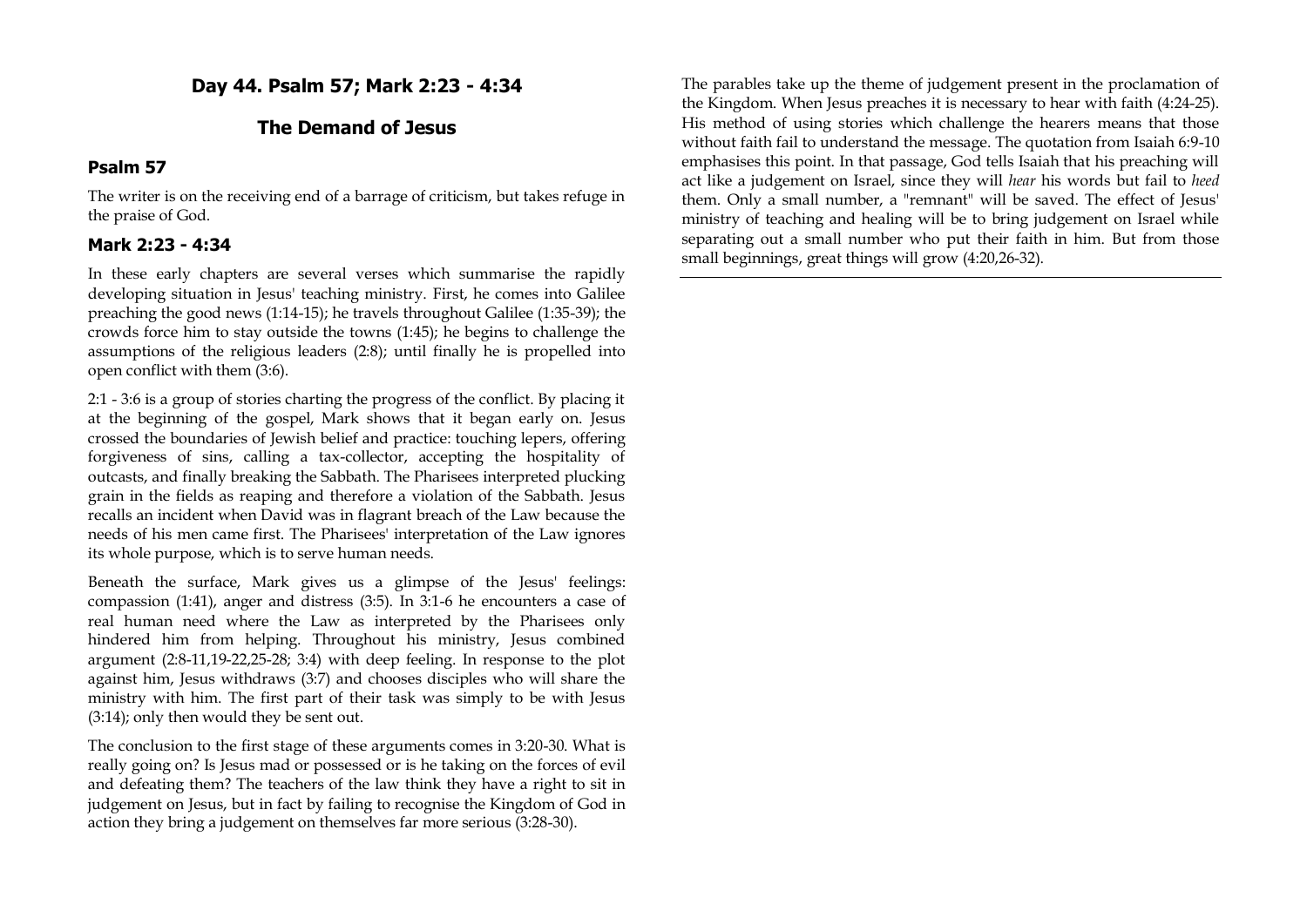## Day 44. Psalm 57; Mark 2:23 - 4:34

## The Demand of Jesus

### Psalm 57

The writer is on the receiving end of a barrage of criticism, but takes refuge in the praise of God.

### Mark 2:23 - 4:34

In these early chapters are several verses which summarise the rapidly developing situation in Jesus' teaching ministry. First, he comes into Galilee preaching the good news (1:14-15); he travels throughout Galilee (1:35-39); the crowds force him to stay outside the towns (1:45); he begins to challenge the assumptions of the religious leaders (2:8); until finally he is propelled into open conflict with them (3:6).

2:1 - 3:6 is a group of stories charting the progress of the conflict. By placing it at the beginning of the gospel, Mark shows that it began early on. Jesus crossed the boundaries of Jewish belief and practice: touching lepers, offering forgiveness of sins, calling a tax-collector, accepting the hospitality of outcasts, and finally breaking the Sabbath. The Pharisees interpreted plucking grain in the fields as reaping and therefore a violation of the Sabbath. Jesus recalls an incident when David was in flagrant breach of the Law because the needs of his men came first. The Pharisees' interpretation of the Law ignores its whole purpose, which is to serve human needs.

Beneath the surface, Mark gives us a glimpse of the Jesus' feelings: compassion (1:41), anger and distress (3:5). In 3:1-6 he encounters a case of real human need where the Law as interpreted by the Pharisees only hindered him from helping. Throughout his ministry, Jesus combined argument (2:8-11,19-22,25-28; 3:4) with deep feeling. In response to the plot against him, Jesus withdraws (3:7) and chooses disciples who will share the ministry with him. The first part of their task was simply to be with Jesus (3:14); only then would they be sent out.

The conclusion to the first stage of these arguments comes in 3:20-30. What is really going on? Is Jesus mad or possessed or is he taking on the forces of evil and defeating them? The teachers of the law think they have a right to sit in judgement on Jesus, but in fact by failing to recognise the Kingdom of God in action they bring a judgement on themselves far more serious (3:28-30).

The parables take up the theme of judgement present in the proclamation of the Kingdom. When Jesus preaches it is necessary to hear with faith (4:24-25). His method of using stories which challenge the hearers means that those without faith fail to understand the message. The quotation from Isaiah 6:9-10 emphasises this point. In that passage, God tells Isaiah that his preaching will act like a judgement on Israel, since they will *hear* his words but fail to *heed* them. Only a small number, a "remnant" will be saved. The effect of Jesus' ministry of teaching and healing will be to bring judgement on Israel while separating out a small number who put their faith in him. But from those small beginnings, great things will grow (4:20,26-32).

---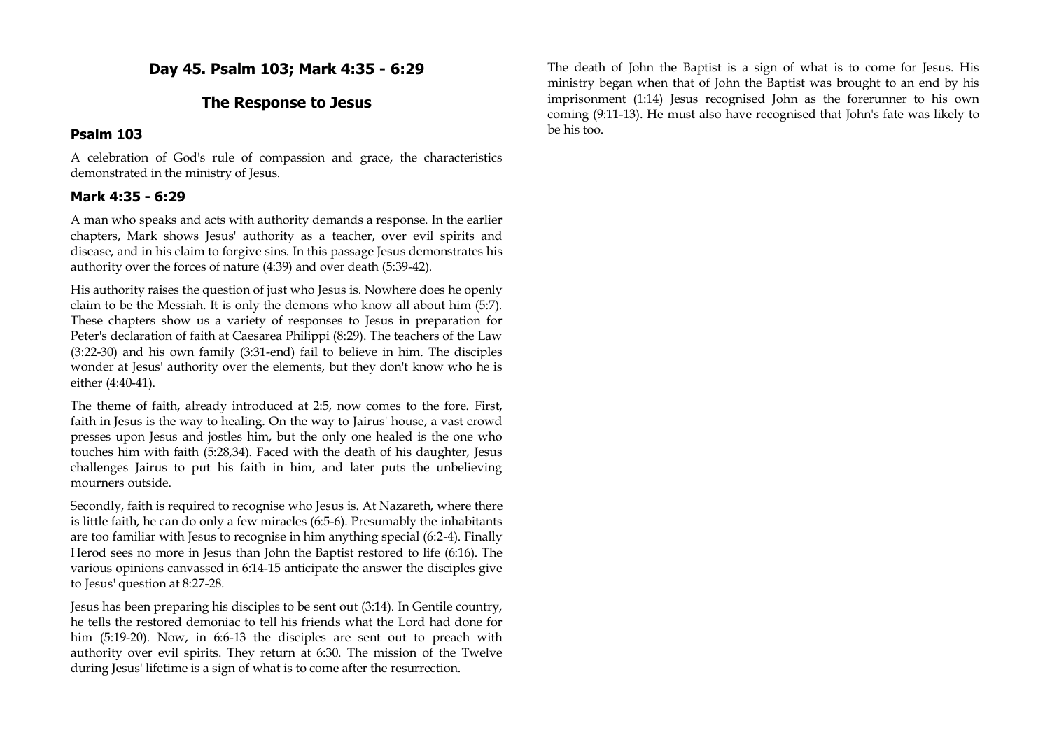## Day 45. Psalm 103; Mark 4:35 - 6:29

## The Response to Jesus

### Psalm 103

A celebration of God's rule of compassion and grace, the characteristics demonstrated in the ministry of Jesus.

### Mark 4:35 - 6:29

A man who speaks and acts with authority demands a response. In the earlier chapters, Mark shows Jesus' authority as a teacher, over evil spirits and disease, and in his claim to forgive sins. In this passage Jesus demonstrates his authority over the forces of nature (4:39) and over death (5:39-42).

His authority raises the question of just who Jesus is. Nowhere does he openly claim to be the Messiah. It is only the demons who know all about him (5:7). These chapters show us a variety of responses to Jesus in preparation for Peter's declaration of faith at Caesarea Philippi (8:29). The teachers of the Law (3:22-30) and his own family (3:31-end) fail to believe in him. The disciples wonder at Jesus' authority over the elements, but they don't know who he is either (4:40-41).

The theme of faith, already introduced at 2:5, now comes to the fore. First, faith in Jesus is the way to healing. On the way to Jairus' house, a vast crowd presses upon Jesus and jostles him, but the only one healed is the one who touches him with faith (5:28,34). Faced with the death of his daughter, Jesus challenges Jairus to put his faith in him, and later puts the unbelieving mourners outside.

Secondly, faith is required to recognise who Jesus is. At Nazareth, where there is little faith, he can do only a few miracles (6:5-6). Presumably the inhabitants are too familiar with Jesus to recognise in him anything special (6:2-4). Finally Herod sees no more in Jesus than John the Baptist restored to life (6:16). The various opinions canvassed in 6:14-15 anticipate the answer the disciples give to Jesus' question at 8:27-28.

Jesus has been preparing his disciples to be sent out (3:14). In Gentile country, he tells the restored demoniac to tell his friends what the Lord had done for him (5:19-20). Now, in 6:6-13 the disciples are sent out to preach with authority over evil spirits. They return at 6:30. The mission of the Twelve during Jesus' lifetime is a sign of what is to come after the resurrection.

The death of John the Baptist is a sign of what is to come for Jesus. His ministry began when that of John the Baptist was brought to an end by his imprisonment (1:14) Jesus recognised John as the forerunner to his own coming (9:11-13). He must also have recognised that John's fate was likely to be his too.

---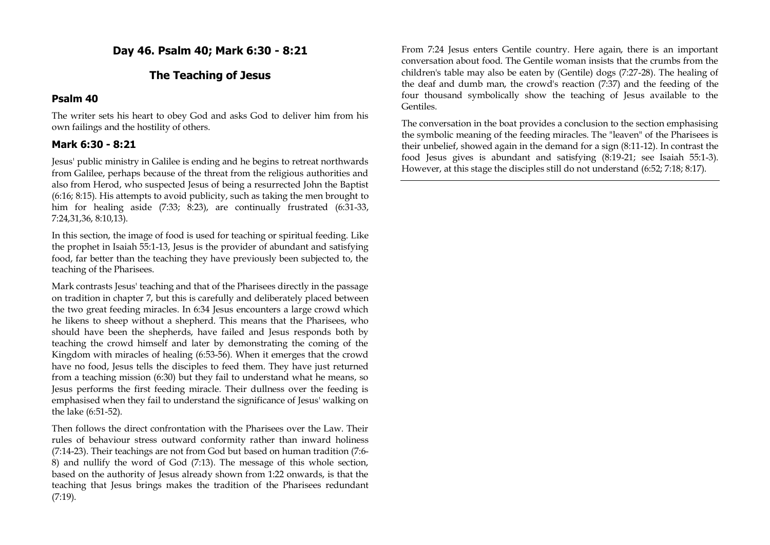## Day 46. Psalm 40; Mark 6:30 - 8:21

## The Teaching of Jesus

### Psalm 40

The writer sets his heart to obey God and asks God to deliver him from his own failings and the hostility of others.

### Mark 6:30 - 8:21

Jesus' public ministry in Galilee is ending and he begins to retreat northwards from Galilee, perhaps because of the threat from the religious authorities and also from Herod, who suspected Jesus of being a resurrected John the Baptist (6:16; 8:15). His attempts to avoid publicity, such as taking the men brought to him for healing aside (7:33; 8:23), are continually frustrated (6:31-33, 7:24,31,36, 8:10,13).

In this section, the image of food is used for teaching or spiritual feeding. Like the prophet in Isaiah 55:1-13, Jesus is the provider of abundant and satisfying food, far better than the teaching they have previously been subjected to, the teaching of the Pharisees.

Mark contrasts Jesus' teaching and that of the Pharisees directly in the passage on tradition in chapter 7, but this is carefully and deliberately placed between the two great feeding miracles. In 6:34 Jesus encounters a large crowd which he likens to sheep without a shepherd. This means that the Pharisees, who should have been the shepherds, have failed and Jesus responds both by teaching the crowd himself and later by demonstrating the coming of the Kingdom with miracles of healing (6:53-56). When it emerges that the crowd have no food, Jesus tells the disciples to feed them. They have just returned from a teaching mission (6:30) but they fail to understand what he means, so Jesus performs the first feeding miracle. Their dullness over the feeding is emphasised when they fail to understand the significance of Jesus' walking on the lake (6:51-52).

Then follows the direct confrontation with the Pharisees over the Law. Their rules of behaviour stress outward conformity rather than inward holiness (7:14-23). Their teachings are not from God but based on human tradition (7:6-8) and nullify the word of God (7:13). The message of this whole section, based on the authority of Jesus already shown from 1:22 onwards, is that the teaching that Jesus brings makes the tradition of the Pharisees redundant (7:19).

From 7:24 Jesus enters Gentile country. Here again, there is an important conversation about food. The Gentile woman insists that the crumbs from the children's table may also be eaten by (Gentile) dogs (7:27-28). The healing of the deaf and dumb man, the crowd's reaction (7:37) and the feeding of the four thousand symbolically show the teaching of Jesus available to the Gentiles.

The conversation in the boat provides a conclusion to the section emphasising the symbolic meaning of the feeding miracles. The "leaven" of the Pharisees is their unbelief, showed again in the demand for a sign (8:11-12). In contrast the food Jesus gives is abundant and satisfying (8:19-21; see Isaiah 55:1-3). However, at this stage the disciples still do not understand (6:52; 7:18; 8:17).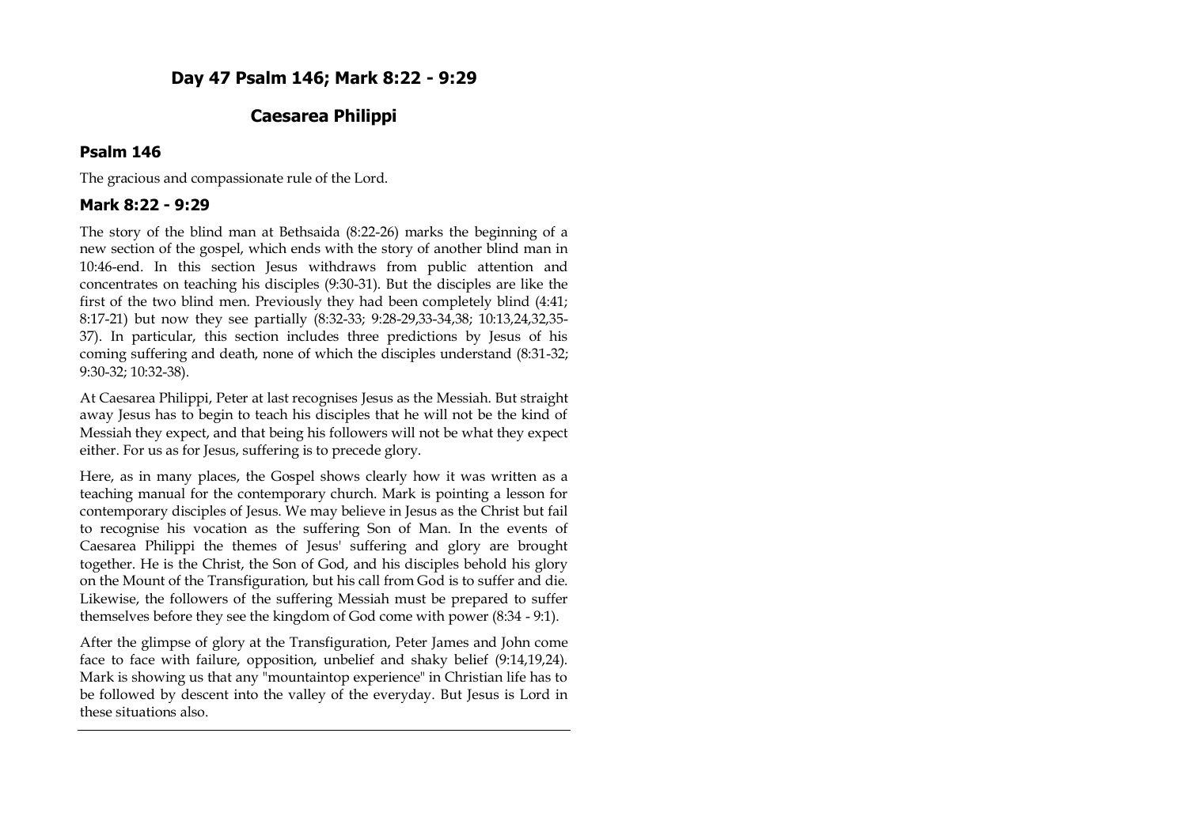## Day 47 Psalm 146; Mark 8:22 - 9:29

## Caesarea Philippi

### Psalm 146

The gracious and compassionate rule of the Lord.

### Mark 8:22 - 9:29

The story of the blind man at Bethsaida (8:22-26) marks the beginning of a new section of the gospel, which ends with the story of another blind man in 10:46-end. In this section Jesus withdraws from public attention and concentrates on teaching his disciples (9:30-31). But the disciples are like the first of the two blind men. Previously they had been completely blind (4:41; 8:17-21) but now they see partially (8:32-33; 9:28-29,33-34,38; 10:13,24,32,35-37). In particular, this section includes three predictions by Jesus of his coming suffering and death, none of which the disciples understand (8:31-32; 9:30-32; 10:32-38).

At Caesarea Philippi, Peter at last recognises Jesus as the Messiah. But straight away Jesus has to begin to teach his disciples that he will not be the kind of Messiah they expect, and that being his followers will not be what they expect either. For us as for Jesus, suffering is to precede glory.

Here, as in many places, the Gospel shows clearly how it was written as a teaching manual for the contemporary church. Mark is pointing a lesson for contemporary disciples of Jesus. We may believe in Jesus as the Christ but fail to recognise his vocation as the suffering Son of Man. In the events of Caesarea Philippi the themes of Jesus' suffering and glory are brought together. He is the Christ, the Son of God, and his disciples behold his glory on the Mount of the Transfiguration, but his call from God is to suffer and die. Likewise, the followers of the suffering Messiah must be prepared to suffer themselves before they see the kingdom of God come with power (8:34 - 9:1).

After the glimpse of glory at the Transfiguration, Peter James and John come face to face with failure, opposition, unbelief and shaky belief (9:14,19,24). Mark is showing us that any "mountaintop experience" in Christian life has to be followed by descent into the valley of the everyday. But Jesus is Lord in these situations also.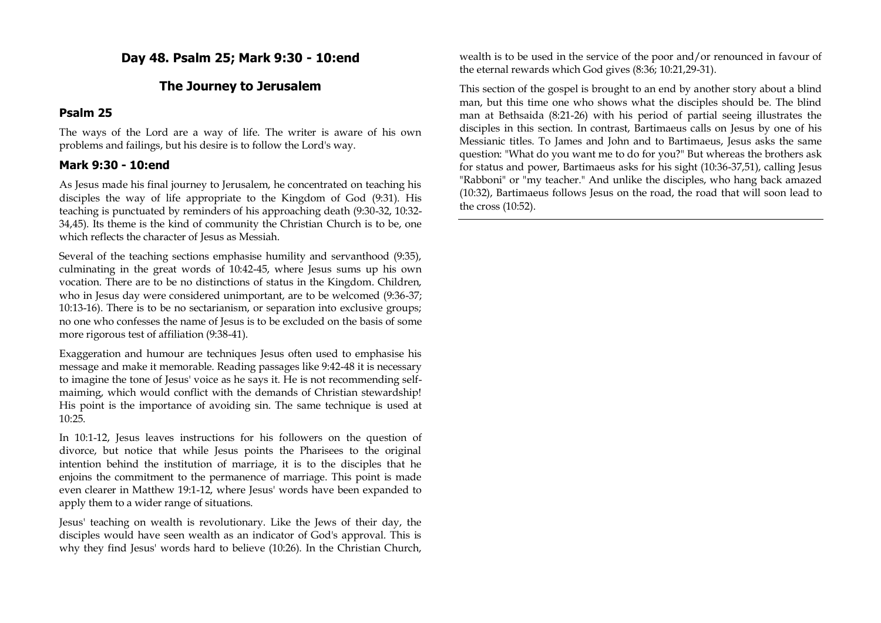## Day 48. Psalm 25; Mark 9:30 - 10:end

## The Journey to Jerusalem

### Psalm 25

The ways of the Lord are a way of life. The writer is aware of his own problems and failings, but his desire is to follow the Lord's way.

### Mark 9:30 - 10:end

As Jesus made his final journey to Jerusalem, he concentrated on teaching his disciples the way of life appropriate to the Kingdom of God (9:31). His teaching is punctuated by reminders of his approaching death (9:30-32, 10:32-34,45). Its theme is the kind of community the Christian Church is to be, one which reflects the character of Jesus as Messiah.

Several of the teaching sections emphasise humility and servanthood (9:35), culminating in the great words of 10:42-45, where Jesus sums up his own vocation. There are to be no distinctions of status in the Kingdom. Children, who in Jesus day were considered unimportant, are to be welcomed (9:36-37; 10:13-16). There is to be no sectarianism, or separation into exclusive groups; no one who confesses the name of Jesus is to be excluded on the basis of some more rigorous test of affiliation (9:38-41).

Exaggeration and humour are techniques Jesus often used to emphasise his message and make it memorable. Reading passages like 9:42-48 it is necessary to imagine the tone of Jesus' voice as he says it. He is not recommending self-maiming, which would conflict with the demands of Christian stewardship! His point is the importance of avoiding sin. The same technique is used at 10:25.

In 10:1-12, Jesus leaves instructions for his followers on the question of divorce, but notice that while Jesus points the Pharisees to the original intention behind the institution of marriage, it is to the disciples that he enjoins the commitment to the permanence of marriage. This point is made even clearer in Matthew 19:1-12, where Jesus' words have been expanded to apply them to a wider range of situations.

Jesus' teaching on wealth is revolutionary. Like the Jews of their day, the disciples would have seen wealth as an indicator of God's approval. This is why they find Jesus' words hard to believe (10:26). In the Christian Church, wealth is to be used in the service of the poor and/or renounced in favour of the eternal rewards which God gives (8:36; 10:21,29-31).

This section of the gospel is brought to an end by another story about a blind man, but this time one who shows what the disciples should be. The blind man at Bethsaida (8:21-26) with his period of partial seeing illustrates the disciples in this section. In contrast, Bartimaeus calls on Jesus by one of his Messianic titles. To James and John and to Bartimaeus, Jesus asks the same question: "What do you want me to do for you?" But whereas the brothers ask for status and power, Bartimaeus asks for his sight (10:36-37,51), calling Jesus "Rabboni" or "my teacher." And unlike the disciples, who hang back amazed (10:32), Bartimaeus follows Jesus on the road, the road that will soon lead to the cross (10:52).

---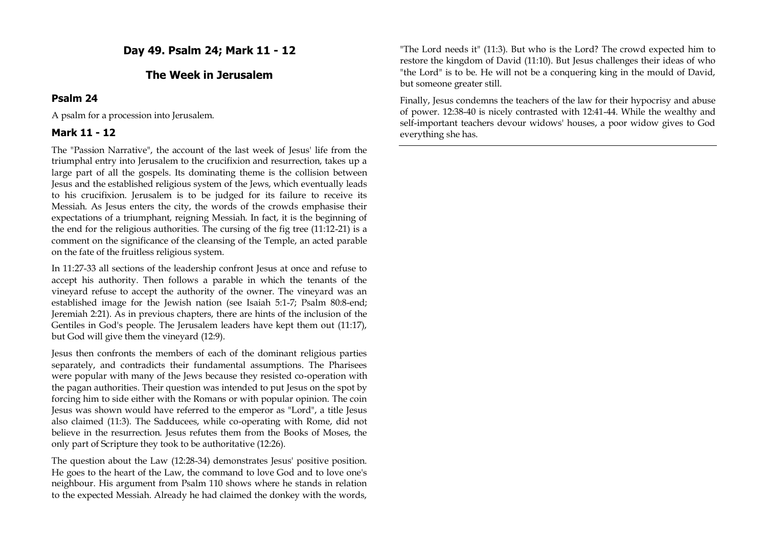# Day 49. Psalm 24; Mark 11 - 12

## The Week in Jerusalem

### Psalm 24

A psalm for a procession into Jerusalem.

### Mark 11 - 12

The "Passion Narrative", the account of the last week of Jesus' life from the triumphal entry into Jerusalem to the crucifixion and resurrection, takes up a large part of all the gospels. Its dominating theme is the collision between Jesus and the established religious system of the Jews, which eventually leads to his crucifixion. Jerusalem is to be judged for its failure to receive its Messiah. As Jesus enters the city, the words of the crowds emphasise their expectations of a triumphant, reigning Messiah. In fact, it is the beginning of the end for the religious authorities. The cursing of the fig tree (11:12-21) is a comment on the significance of the cleansing of the Temple, an acted parable on the fate of the fruitless religious system.

In 11:27-33 all sections of the leadership confront Jesus at once and refuse to accept his authority. Then follows a parable in which the tenants of the vineyard refuse to accept the authority of the owner. The vineyard was an established image for the Jewish nation (see Isaiah 5:1-7; Psalm 80:8-end; Jeremiah 2:21). As in previous chapters, there are hints of the inclusion of the Gentiles in God's people. The Jerusalem leaders have kept them out (11:17), but God will give them the vineyard (12:9).

Jesus then confronts the members of each of the dominant religious parties separately, and contradicts their fundamental assumptions. The Pharisees were popular with many of the Jews because they resisted co-operation with the pagan authorities. Their question was intended to put Jesus on the spot by forcing him to side either with the Romans or with popular opinion. The coin Jesus was shown would have referred to the emperor as "Lord", a title Jesus also claimed (11:3). The Sadducees, while co-operating with Rome, did not believe in the resurrection. Jesus refutes them from the Books of Moses, the only part of Scripture they took to be authoritative (12:26).

The question about the Law (12:28-34) demonstrates Jesus' positive position. He goes to the heart of the Law, the command to love God and to love one's neighbour. His argument from Psalm 110 shows where he stands in relation to the expected Messiah. Already he had claimed the donkey with the words, "The Lord needs it" (11:3). But who is the Lord? The crowd expected him to restore the kingdom of David (11:10). But Jesus challenges their ideas of who "the Lord" is to be. He will not be a conquering king in the mould of David, but someone greater still.

Finally, Jesus condemns the teachers of the law for their hypocrisy and abuse of power. 12:38-40 is nicely contrasted with 12:41-44. While the wealthy and self-important teachers devour widows' houses, a poor widow gives to God everything she has.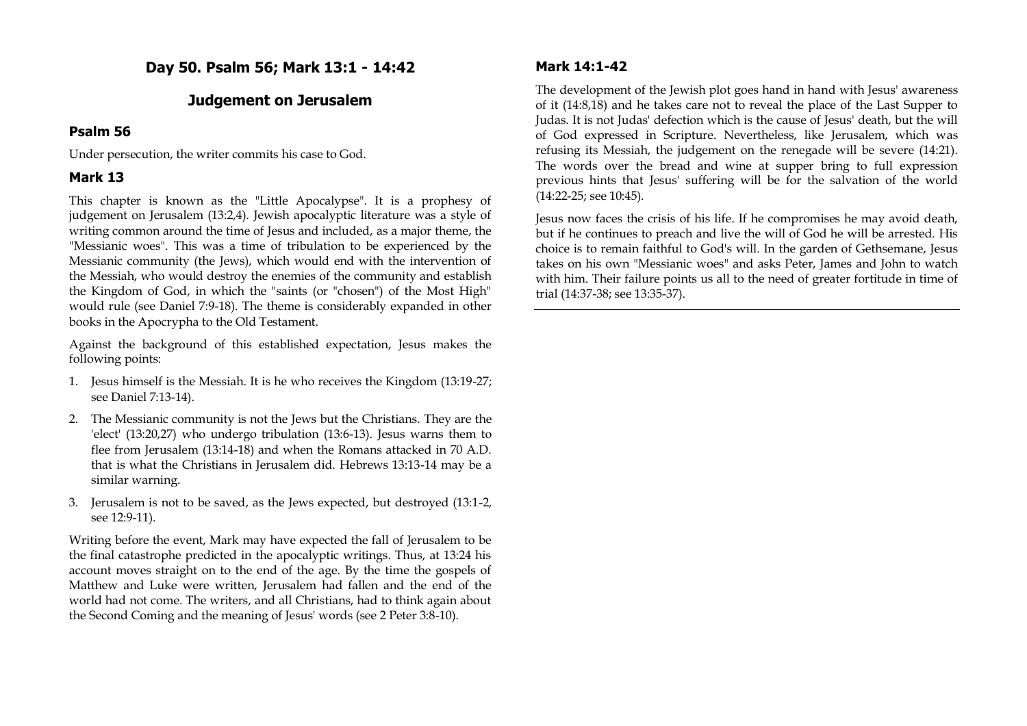# Day 50. Psalm 56; Mark 13:1 - 14:42

## Judgement on Jerusalem

### Psalm 56

Under persecution, the writer commits his case to God.

### Mark 13

This chapter is known as the "Little Apocalypse". It is a prophesy of judgement on Jerusalem (13:2,4). Jewish apocalyptic literature was a style of writing common around the time of Jesus and included, as a major theme, the "Messianic woes". This was a time of tribulation to be experienced by the Messianic community (the Jews), which would end with the intervention of the Messiah, who would destroy the enemies of the community and establish the Kingdom of God, in which the "saints (or "chosen") of the Most High" would rule (see Daniel 7:9-18). The theme is considerably expanded in other books in the Apocrypha to the Old Testament.

Against the background of this established expectation, Jesus makes the following points:

1. Jesus himself is the Messiah. It is he who receives the Kingdom (13:19-27; see Daniel 7:13-14).
2. The Messianic community is not the Jews but the Christians. They are the 'elect' (13:20,27) who undergo tribulation (13:6-13). Jesus warns them to flee from Jerusalem (13:14-18) and when the Romans attacked in 70 A.D. that is what the Christians in Jerusalem did. Hebrews 13:13-14 may be a similar warning.
3. Jerusalem is not to be saved, as the Jews expected, but destroyed (13:1-2, see 12:9-11).

Writing before the event, Mark may have expected the fall of Jerusalem to be the final catastrophe predicted in the apocalyptic writings. Thus, at 13:24 his account moves straight on to the end of the age. By the time the gospels of Matthew and Luke were written, Jerusalem had fallen and the end of the world had not come. The writers, and all Christians, had to think again about the Second Coming and the meaning of Jesus' words (see 2 Peter 3:8-10).

### Mark 14:1-42

The development of the Jewish plot goes hand in hand with Jesus' awareness of it (14:8,18) and he takes care not to reveal the place of the Last Supper to Judas. It is not Judas' defection which is the cause of Jesus' death, but the will of God expressed in Scripture. Nevertheless, like Jerusalem, which was refusing its Messiah, the judgement on the renegade will be severe (14:21). The words over the bread and wine at supper bring to full expression previous hints that Jesus' suffering will be for the salvation of the world (14:22-25; see 10:45).

Jesus now faces the crisis of his life. If he compromises he may avoid death, but if he continues to preach and live the will of God he will be arrested. His choice is to remain faithful to God's will. In the garden of Gethsemane, Jesus takes on his own "Messianic woes" and asks Peter, James and John to watch with him. Their failure points us all to the need of greater fortitude in time of trial (14:37-38; see 13:35-37).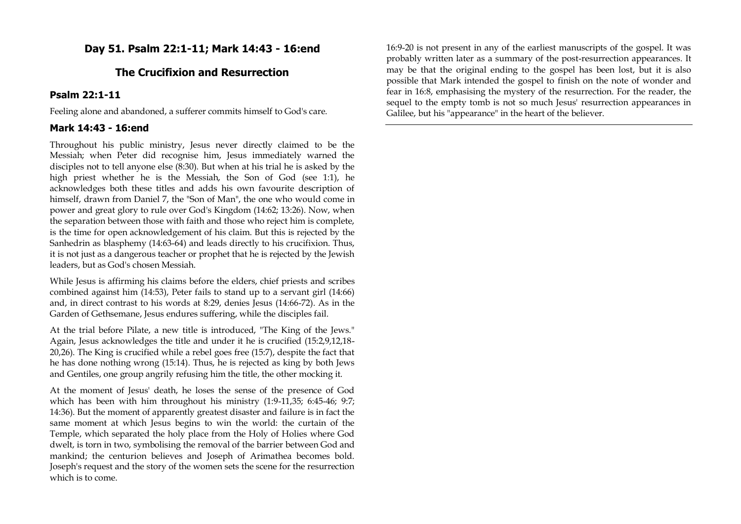## Day 51. Psalm 22:1-11; Mark 14:43 - 16:end

## The Crucifixion and Resurrection

### Psalm 22:1-11

Feeling alone and abandoned, a sufferer commits himself to God's care.

### Mark 14:43 - 16:end

Throughout his public ministry, Jesus never directly claimed to be the Messiah; when Peter did recognise him, Jesus immediately warned the disciples not to tell anyone else (8:30). But when at his trial he is asked by the high priest whether he is the Messiah, the Son of God (see 1:1), he acknowledges both these titles and adds his own favourite description of himself, drawn from Daniel 7, the "Son of Man", the one who would come in power and great glory to rule over God's Kingdom (14:62; 13:26). Now, when the separation between those with faith and those who reject him is complete, is the time for open acknowledgement of his claim. But this is rejected by the Sanhedrin as blasphemy (14:63-64) and leads directly to his crucifixion. Thus, it is not just as a dangerous teacher or prophet that he is rejected by the Jewish leaders, but as God's chosen Messiah.

While Jesus is affirming his claims before the elders, chief priests and scribes combined against him (14:53), Peter fails to stand up to a servant girl (14:66) and, in direct contrast to his words at 8:29, denies Jesus (14:66-72). As in the Garden of Gethsemane, Jesus endures suffering, while the disciples fail.

At the trial before Pilate, a new title is introduced, "The King of the Jews." Again, Jesus acknowledges the title and under it he is crucified (15:2,9,12,18-20,26). The King is crucified while a rebel goes free (15:7), despite the fact that he has done nothing wrong (15:14). Thus, he is rejected as king by both Jews and Gentiles, one group angrily refusing him the title, the other mocking it.

At the moment of Jesus' death, he loses the sense of the presence of God which has been with him throughout his ministry (1:9-11,35; 6:45-46; 9:7; 14:36). But the moment of apparently greatest disaster and failure is in fact the same moment at which Jesus begins to win the world: the curtain of the Temple, which separated the holy place from the Holy of Holies where God dwelt, is torn in two, symbolising the removal of the barrier between God and mankind; the centurion believes and Joseph of Arimathea becomes bold. Joseph's request and the story of the women sets the scene for the resurrection which is to come.

16:9-20 is not present in any of the earliest manuscripts of the gospel. It was probably written later as a summary of the post-resurrection appearances. It may be that the original ending to the gospel has been lost, but it is also possible that Mark intended the gospel to finish on the note of wonder and fear in 16:8, emphasising the mystery of the resurrection. For the reader, the sequel to the empty tomb is not so much Jesus' resurrection appearances in Galilee, but his "appearance" in the heart of the believer.